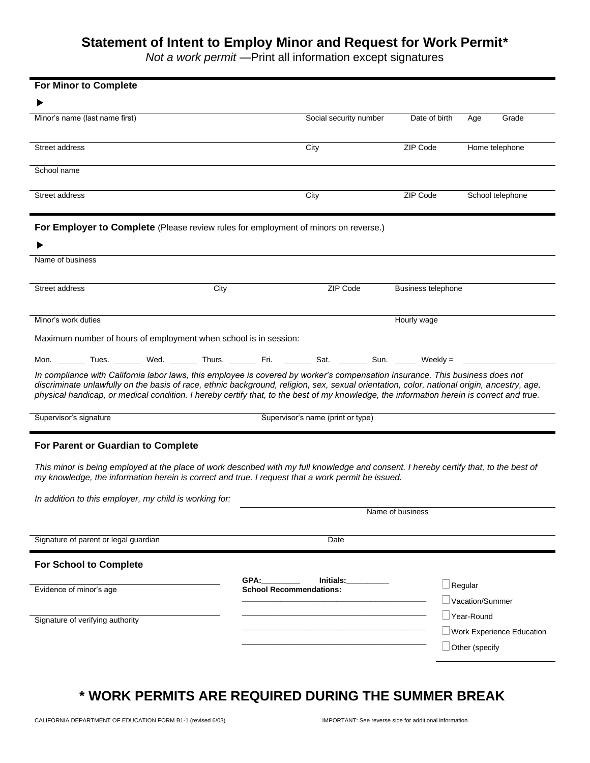# Statement of Intent to Employ Minor and Request for Work Permit*

*Not a work permit* —Print all information except signatures

## For Minor to Complete

▶

| Minor's name (last name first) | Social security number | Date of birth | Age | Grade |
|---|---|---|---|---|
| | | | | |

| Street address | City | ZIP Code | Home telephone |
|---|---|---|---|
| | | | |

School name

| Street address | City | ZIP Code | School telephone |
|---|---|---|---|
| | | | |

## For Employer to Complete (Please review rules for employment of minors on reverse.)

▶

Name of business

| Street address | City | ZIP Code | Business telephone |
|---|---|---|---|
| | | | |

| Minor's work duties | Hourly wage |
|---|---|
| | |

Maximum number of hours of employment when school is in session:

Mon. _______ Tues. _______ Wed. _______ Thurs. _______ Fri. _______ Sat. _______ Sun. _____ Weekly = ____________________

*In compliance with California labor laws, this employee is covered by worker's compensation insurance. This business does not discriminate unlawfully on the basis of race, ethnic background, religion, sex, sexual orientation, color, national origin, ancestry, age, physical handicap, or medical condition. I hereby certify that, to the best of my knowledge, the information herein is correct and true.*

| Supervisor's signature | Supervisor's name (print or type) |
|---|---|
| | |

## For Parent or Guardian to Complete

*This minor is being employed at the place of work described with my full knowledge and consent. I hereby certify that, to the best of my knowledge, the information herein is correct and true. I request that a work permit be issued.*

*In addition to this employer, my child is working for:* ____________________

Name of business

| Signature of parent or legal guardian | Date |
|---|---|
| | |

## For School to Complete

Evidence of minor's age

Signature of verifying authority

**GPA:**_________ **Initials:**__________

**School Recommendations:**

___________________________________________

___________________________________________

___________________________________________

___________________________________________

☐ Regular

☐ Vacation/Summer

☐ Year-Round

☐ Work Experience Education

☐ Other (specify

____________________

# * WORK PERMITS ARE REQUIRED DURING THE SUMMER BREAK

CALIFORNIA DEPARTMENT OF EDUCATION FORM B1-1 (revised 6/03)

IMPORTANT: See reverse side for additional information.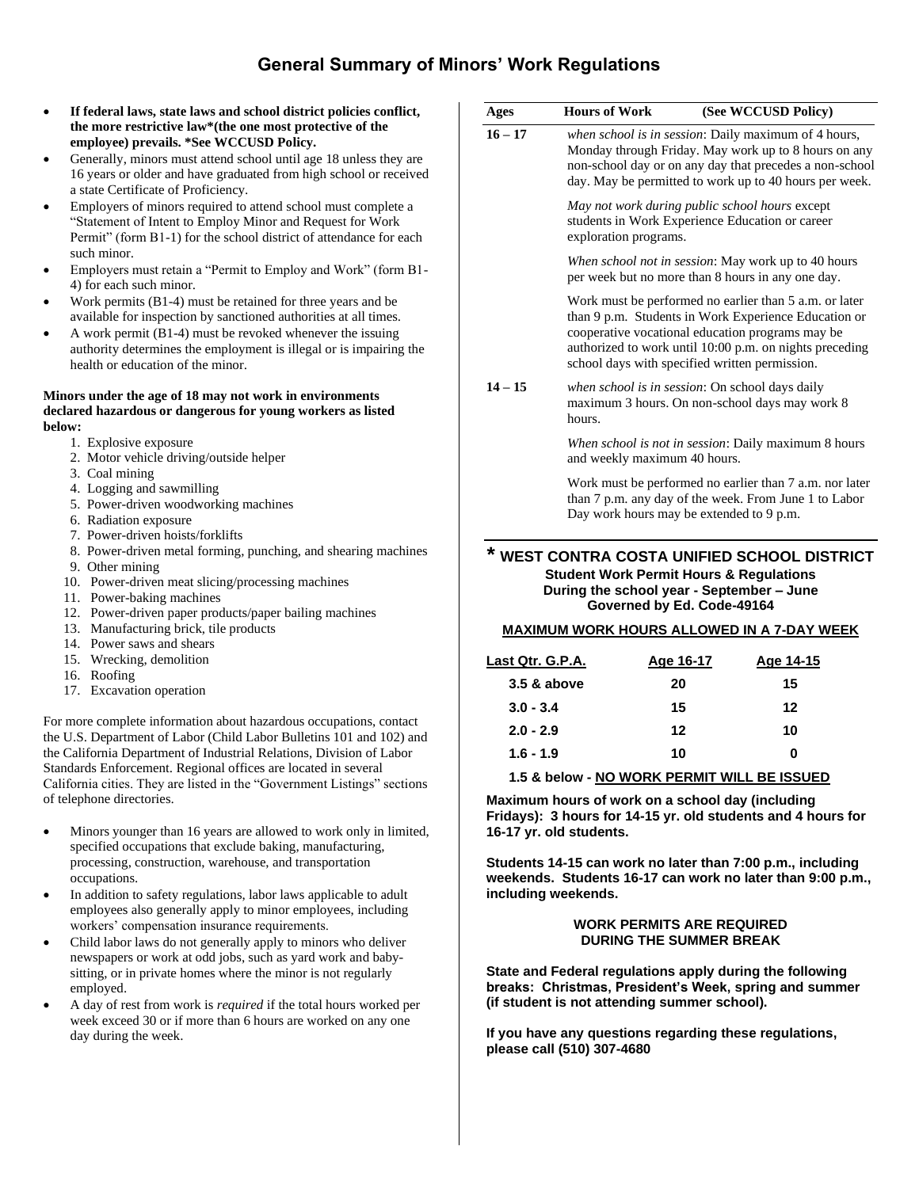# General Summary of Minors' Work Regulations

- **If federal laws, state laws and school district policies conflict, the more restrictive law*(the one most protective of the employee) prevails. *See WCCUSD Policy.**
- Generally, minors must attend school until age 18 unless they are 16 years or older and have graduated from high school or received a state Certificate of Proficiency.
- Employers of minors required to attend school must complete a "Statement of Intent to Employ Minor and Request for Work Permit" (form B1-1) for the school district of attendance for each such minor.
- Employers must retain a "Permit to Employ and Work" (form B1-4) for each such minor.
- Work permits (B1-4) must be retained for three years and be available for inspection by sanctioned authorities at all times.
- A work permit (B1-4) must be revoked whenever the issuing authority determines the employment is illegal or is impairing the health or education of the minor.

**Minors under the age of 18 may not work in environments declared hazardous or dangerous for young workers as listed below:**

1. Explosive exposure
2. Motor vehicle driving/outside helper
3. Coal mining
4. Logging and sawmilling
5. Power-driven woodworking machines
6. Radiation exposure
7. Power-driven hoists/forklifts
8. Power-driven metal forming, punching, and shearing machines
9. Other mining
10. Power-driven meat slicing/processing machines
11. Power-baking machines
12. Power-driven paper products/paper bailing machines
13. Manufacturing brick, tile products
14. Power saws and shears
15. Wrecking, demolition
16. Roofing
17. Excavation operation

For more complete information about hazardous occupations, contact the U.S. Department of Labor (Child Labor Bulletins 101 and 102) and the California Department of Industrial Relations, Division of Labor Standards Enforcement. Regional offices are located in several California cities. They are listed in the "Government Listings" sections of telephone directories.

- Minors younger than 16 years are allowed to work only in limited, specified occupations that exclude baking, manufacturing, processing, construction, warehouse, and transportation occupations.
- In addition to safety regulations, labor laws applicable to adult employees also generally apply to minor employees, including workers' compensation insurance requirements.
- Child labor laws do not generally apply to minors who deliver newspapers or work at odd jobs, such as yard work and baby-sitting, or in private homes where the minor is not regularly employed.
- A day of rest from work is *required* if the total hours worked per week exceed 30 or if more than 6 hours are worked on any one day during the week.

| Ages | Hours of Work (See WCCUSD Policy) |
|---|---|
| 16 – 17 | *when school is in session*: Daily maximum of 4 hours, Monday through Friday. May work up to 8 hours on any non-school day or on any day that precedes a non-school day. May be permitted to work up to 40 hours per week. |
| | *May not work during public school hours* except students in Work Experience Education or career exploration programs. |
| | *When school not in session*: May work up to 40 hours per week but no more than 8 hours in any one day. |
| | Work must be performed no earlier than 5 a.m. or later than 9 p.m. Students in Work Experience Education or cooperative vocational education programs may be authorized to work until 10:00 p.m. on nights preceding school days with specified written permission. |
| 14 – 15 | *when school is in session*: On school days daily maximum 3 hours. On non-school days may work 8 hours. |
| | *When school is not in session*: Daily maximum 8 hours and weekly maximum 40 hours. |
| | Work must be performed no earlier than 7 a.m. nor later than 7 p.m. any day of the week. From June 1 to Labor Day work hours may be extended to 9 p.m. |

## * WEST CONTRA COSTA UNIFIED SCHOOL DISTRICT

**Student Work Permit Hours & Regulations**
**During the school year - September – June**
**Governed by Ed. Code-49164**

**MAXIMUM WORK HOURS ALLOWED IN A 7-DAY WEEK**

| Last Qtr. G.P.A. | Age 16-17 | Age 14-15 |
|---|---|---|
| 3.5 & above | 20 | 15 |
| 3.0 - 3.4 | 15 | 12 |
| 2.0 - 2.9 | 12 | 10 |
| 1.6 - 1.9 | 10 | 0 |

**1.5 & below - NO WORK PERMIT WILL BE ISSUED**

**Maximum hours of work on a school day (including Fridays): 3 hours for 14-15 yr. old students and 4 hours for 16-17 yr. old students.**

**Students 14-15 can work no later than 7:00 p.m., including weekends. Students 16-17 can work no later than 9:00 p.m., including weekends.**

**WORK PERMITS ARE REQUIRED DURING THE SUMMER BREAK**

**State and Federal regulations apply during the following breaks: Christmas, President's Week, spring and summer (if student is not attending summer school).**

**If you have any questions regarding these regulations, please call (510) 307-4680**